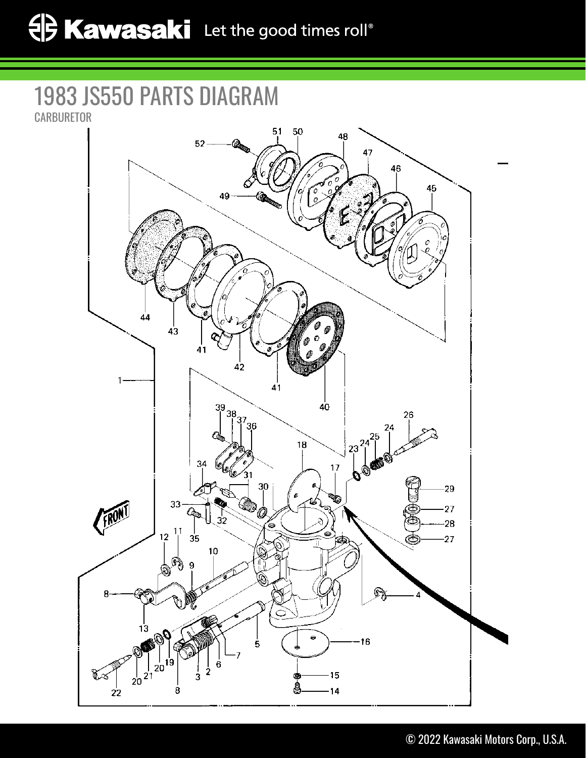# 1983 JS550 PARTS DIAGRAM

CARBURETOR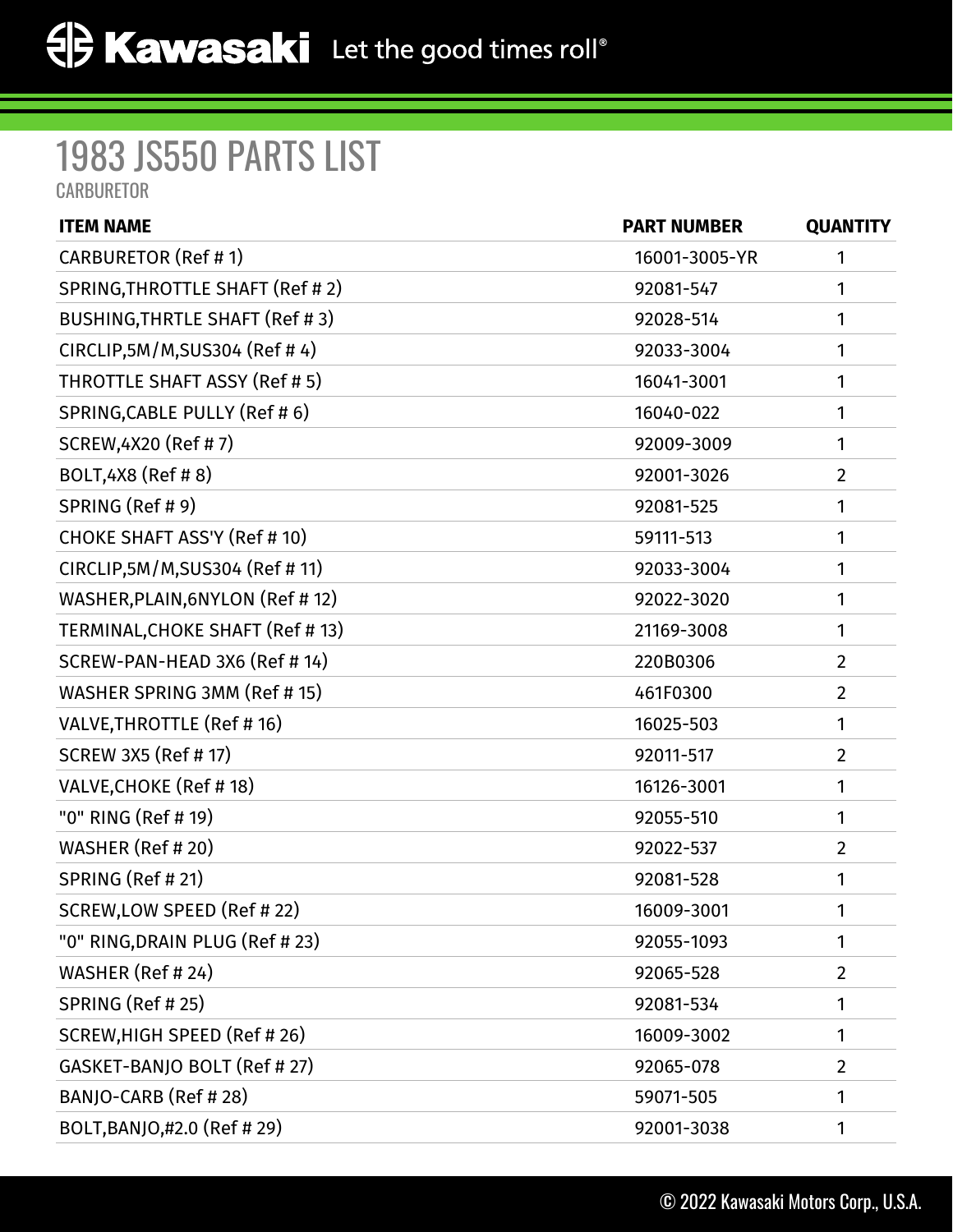# 1983 JS550 PARTS LIST

CARBURETOR

| ITEM NAME | PART NUMBER | QUANTITY |
|---|---|---|
| CARBURETOR (Ref # 1) | 16001-3005-YR | 1 |
| SPRING,THROTTLE SHAFT (Ref # 2) | 92081-547 | 1 |
| BUSHING,THRTLE SHAFT (Ref # 3) | 92028-514 | 1 |
| CIRCLIP,5M/M,SUS304 (Ref # 4) | 92033-3004 | 1 |
| THROTTLE SHAFT ASSY (Ref # 5) | 16041-3001 | 1 |
| SPRING,CABLE PULLY (Ref # 6) | 16040-022 | 1 |
| SCREW,4X20 (Ref # 7) | 92009-3009 | 1 |
| BOLT,4X8 (Ref # 8) | 92001-3026 | 2 |
| SPRING (Ref # 9) | 92081-525 | 1 |
| CHOKE SHAFT ASS'Y (Ref # 10) | 59111-513 | 1 |
| CIRCLIP,5M/M,SUS304 (Ref # 11) | 92033-3004 | 1 |
| WASHER,PLAIN,6NYLON (Ref # 12) | 92022-3020 | 1 |
| TERMINAL,CHOKE SHAFT (Ref # 13) | 21169-3008 | 1 |
| SCREW-PAN-HEAD 3X6 (Ref # 14) | 220B0306 | 2 |
| WASHER SPRING 3MM (Ref # 15) | 461F0300 | 2 |
| VALVE,THROTTLE (Ref # 16) | 16025-503 | 1 |
| SCREW 3X5 (Ref # 17) | 92011-517 | 2 |
| VALVE,CHOKE (Ref # 18) | 16126-3001 | 1 |
| "0" RING (Ref # 19) | 92055-510 | 1 |
| WASHER (Ref # 20) | 92022-537 | 2 |
| SPRING (Ref # 21) | 92081-528 | 1 |
| SCREW,LOW SPEED (Ref # 22) | 16009-3001 | 1 |
| "0" RING,DRAIN PLUG (Ref # 23) | 92055-1093 | 1 |
| WASHER (Ref # 24) | 92065-528 | 2 |
| SPRING (Ref # 25) | 92081-534 | 1 |
| SCREW,HIGH SPEED (Ref # 26) | 16009-3002 | 1 |
| GASKET-BANJO BOLT (Ref # 27) | 92065-078 | 2 |
| BANJO-CARB (Ref # 28) | 59071-505 | 1 |
| BOLT,BANJO,#2.0 (Ref # 29) | 92001-3038 | 1 |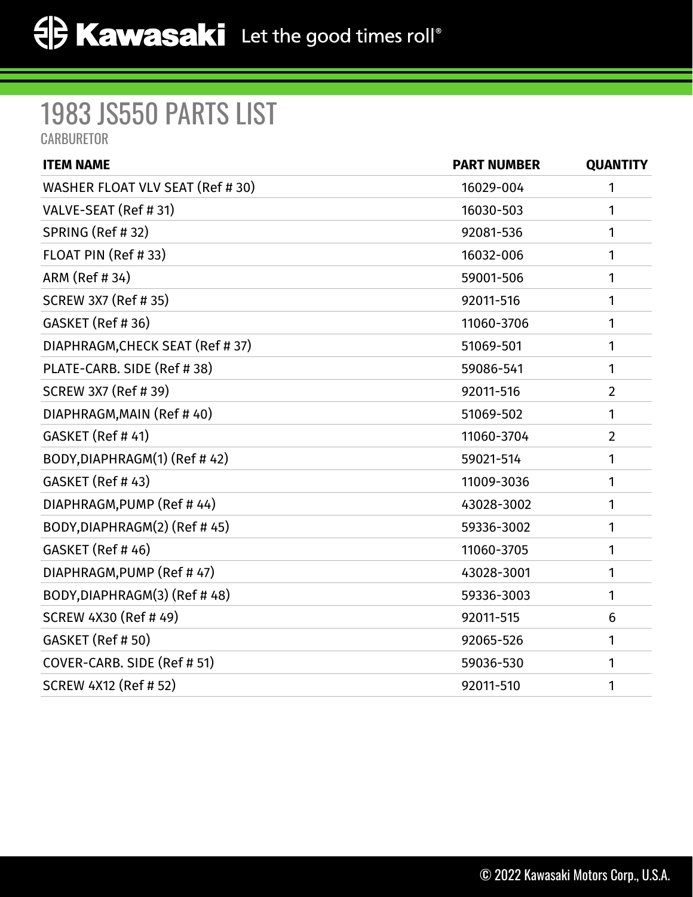# 1983 JS550 PARTS LIST

CARBURETOR

| ITEM NAME | PART NUMBER | QUANTITY |
|---|---|---|
| WASHER FLOAT VLV SEAT (Ref # 30) | 16029-004 | 1 |
| VALVE-SEAT (Ref # 31) | 16030-503 | 1 |
| SPRING (Ref # 32) | 92081-536 | 1 |
| FLOAT PIN (Ref # 33) | 16032-006 | 1 |
| ARM (Ref # 34) | 59001-506 | 1 |
| SCREW 3X7 (Ref # 35) | 92011-516 | 1 |
| GASKET (Ref # 36) | 11060-3706 | 1 |
| DIAPHRAGM,CHECK SEAT (Ref # 37) | 51069-501 | 1 |
| PLATE-CARB. SIDE (Ref # 38) | 59086-541 | 1 |
| SCREW 3X7 (Ref # 39) | 92011-516 | 2 |
| DIAPHRAGM,MAIN (Ref # 40) | 51069-502 | 1 |
| GASKET (Ref # 41) | 11060-3704 | 2 |
| BODY,DIAPHRAGM(1) (Ref # 42) | 59021-514 | 1 |
| GASKET (Ref # 43) | 11009-3036 | 1 |
| DIAPHRAGM,PUMP (Ref # 44) | 43028-3002 | 1 |
| BODY,DIAPHRAGM(2) (Ref # 45) | 59336-3002 | 1 |
| GASKET (Ref # 46) | 11060-3705 | 1 |
| DIAPHRAGM,PUMP (Ref # 47) | 43028-3001 | 1 |
| BODY,DIAPHRAGM(3) (Ref # 48) | 59336-3003 | 1 |
| SCREW 4X30 (Ref # 49) | 92011-515 | 6 |
| GASKET (Ref # 50) | 92065-526 | 1 |
| COVER-CARB. SIDE (Ref # 51) | 59036-530 | 1 |
| SCREW 4X12 (Ref # 52) | 92011-510 | 1 |